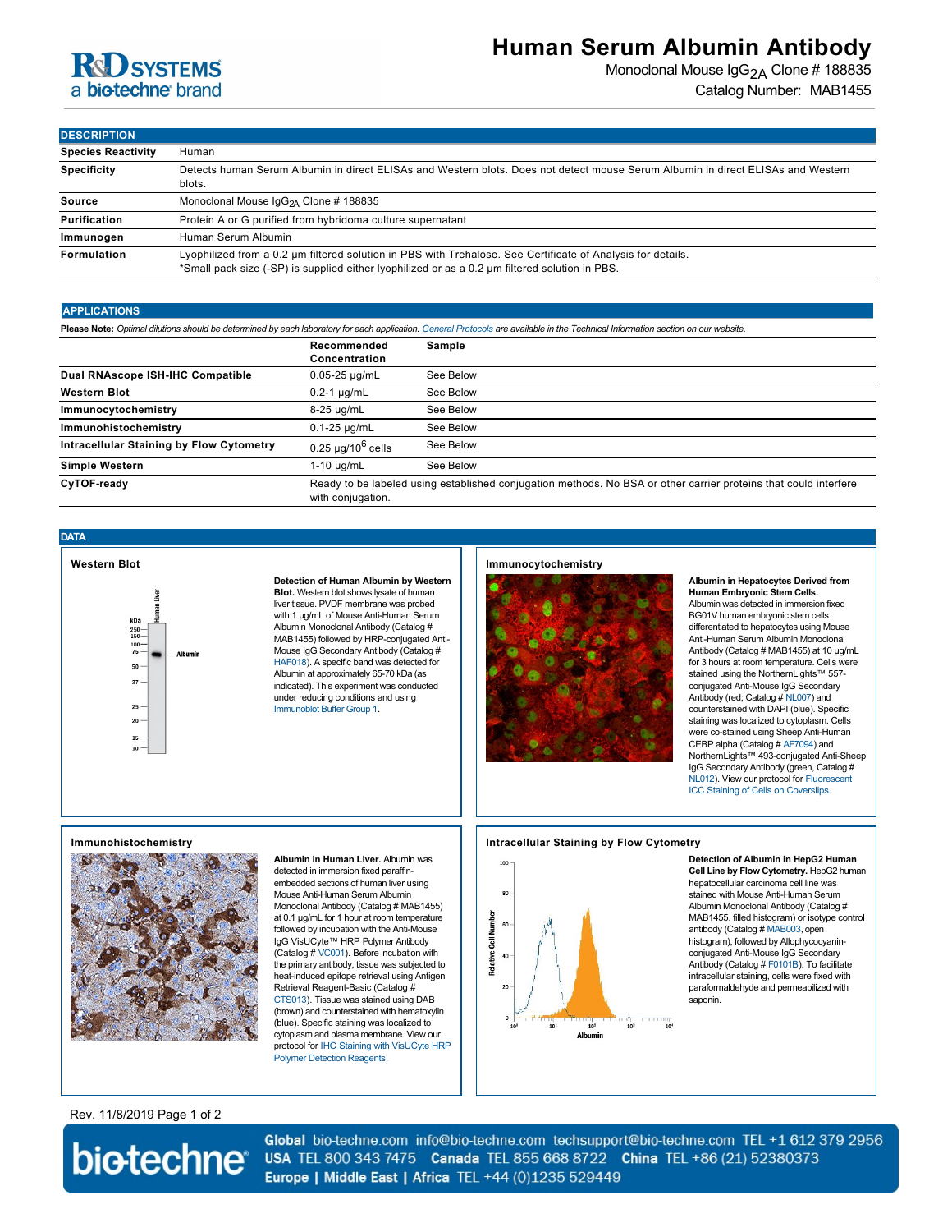# Human Serum Albumin Antibody

Monoclonal Mouse $IgG_{2A}$ Clone # 188835

Catalog Number: MAB1455

## DESCRIPTION

| | |
|---|---|
| **Species Reactivity** | Human |
| **Specificity** | Detects human Serum Albumin in direct ELISAs and Western blots. Does not detect mouse Serum Albumin in direct ELISAs and Western blots. |
| **Source** | Monoclonal Mouse $IgG_{2A}$ Clone # 188835 |
| **Purification** | Protein A or G purified from hybridoma culture supernatant |
| **Immunogen** | Human Serum Albumin |
| **Formulation** | Lyophilized from a 0.2 μm filtered solution in PBS with Trehalose. See Certificate of Analysis for details. *Small pack size (-SP) is supplied either lyophilized or as a 0.2 μm filtered solution in PBS. |

## APPLICATIONS

**Please Note:** *Optimal dilutions should be determined by each laboratory for each application. General Protocols are available in the Technical Information section on our website.*

| | Recommended Concentration | Sample |
|---|---|---|
| **Dual RNAscope ISH-IHC Compatible** | 0.05-25 µg/mL | See Below |
| **Western Blot** | 0.2-1 µg/mL | See Below |
| **Immunocytochemistry** | 8-25 µg/mL | See Below |
| **Immunohistochemistry** | 0.1-25 µg/mL | See Below |
| **Intracellular Staining by Flow Cytometry** | 0.25 µg/$10^6$ cells | See Below |
| **Simple Western** | 1-10 µg/mL | See Below |
| **CyTOF-ready** | Ready to be labeled using established conjugation methods. No BSA or other carrier proteins that could interfere with conjugation. | |

## DATA

### Western Blot

**Detection of Human Albumin by Western Blot.** Western blot shows lysate of human liver tissue. PVDF membrane was probed with 1 µg/mL of Mouse Anti-Human Serum Albumin Monoclonal Antibody (Catalog # MAB1455) followed by HRP-conjugated Anti-Mouse IgG Secondary Antibody (Catalog # HAF018). A specific band was detected for Albumin at approximately 65-70 kDa (as indicated). This experiment was conducted under reducing conditions and using Immunoblot Buffer Group 1.

### Immunocytochemistry

**Albumin in Hepatocytes Derived from Human Embryonic Stem Cells.** Albumin was detected in immersion fixed BG01V human embryonic stem cells differentiated to hepatocytes using Mouse Anti-Human Serum Albumin Monoclonal Antibody (Catalog # MAB1455) at 10 µg/mL for 3 hours at room temperature. Cells were stained using the NorthernLights™ 557-conjugated Anti-Mouse IgG Secondary Antibody (red; Catalog # NL007) and counterstained with DAPI (blue). Specific staining was localized to cytoplasm. Cells were co-stained using Sheep Anti-Human CEBP alpha (Catalog # AF7094) and NorthernLights™ 493-conjugated Anti-Sheep IgG Secondary Antibody (green, Catalog # NL012). View our protocol for Fluorescent ICC Staining of Cells on Coverslips.

### Immunohistochemistry

**Albumin in Human Liver.** Albumin was detected in immersion fixed paraffin-embedded sections of human liver using Mouse Anti-Human Serum Albumin Monoclonal Antibody (Catalog # MAB1455) at 0.1 µg/mL for 1 hour at room temperature followed by incubation with the Anti-Mouse IgG VisUCyte™ HRP Polymer Antibody (Catalog # VC001). Before incubation with the primary antibody, tissue was subjected to heat-induced epitope retrieval using Antigen Retrieval Reagent-Basic (Catalog # CTS013). Tissue was stained using DAB (brown) and counterstained with hematoxylin (blue). Specific staining was localized to cytoplasm and plasma membrane. View our protocol for IHC Staining with VisUCyte HRP Polymer Detection Reagents.

### Intracellular Staining by Flow Cytometry

**Detection of Albumin in HepG2 Human Cell Line by Flow Cytometry.** HepG2 human hepatocellular carcinoma cell line was stained with Mouse Anti-Human Serum Albumin Monoclonal Antibody (Catalog # MAB1455, filled histogram) or isotype control antibody (Catalog # MAB003, open histogram), followed by Allophycocyanin-conjugated Anti-Mouse IgG Secondary Antibody (Catalog # F0101B). To facilitate intracellular staining, cells were fixed with paraformaldehyde and permeabilized with saponin.

Rev. 11/8/2019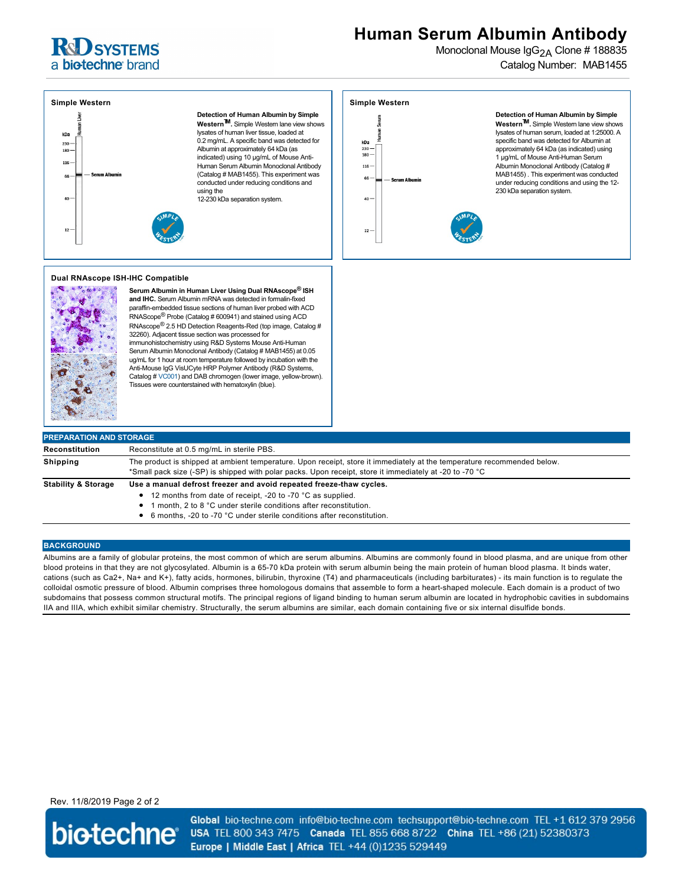# Human Serum Albumin Antibody

Monoclonal Mouse $IgG_{2A}$ Clone # 188835

Catalog Number: MAB1455

## Simple Western

Human Liver

kDa

230

180

116

66

40

12

Serum Albumin

**Detection of Human Albumin by Simple Western™.** Simple Western lane view shows lysates of human liver tissue, loaded at 0.2 mg/mL. A specific band was detected for Albumin at approximately 64 kDa (as indicated) using 10 µg/mL of Mouse Anti-Human Serum Albumin Monoclonal Antibody (Catalog # MAB1455). This experiment was conducted under reducing conditions and using the 12-230 kDa separation system.

## Simple Western

Human Serum

kDa

230

180

116

66

40

12

Serum Albumin

**Detection of Human Albumin by Simple Western™.** Simple Western lane view shows lysates of human serum, loaded at 1:25000. A specific band was detected for Albumin at approximately 64 kDa (as indicated) using 1 µg/mL of Mouse Anti-Human Serum Albumin Monoclonal Antibody (Catalog # MAB1455) . This experiment was conducted under reducing conditions and using the 12-230 kDa separation system.

## Dual RNAscope ISH-IHC Compatible

**Serum Albumin in Human Liver Using Dual RNAscope® ISH and IHC.** Serum Albumin mRNA was detected in formalin-fixed paraffin-embedded tissue sections of human liver probed with ACD RNAScope® Probe (Catalog # 600941) and stained using ACD RNAscope® 2.5 HD Detection Reagents-Red (top image, Catalog # 32260). Adjacent tissue section was processed for immunohistochemistry using R&D Systems Mouse Anti-Human Serum Albumin Monoclonal Antibody (Catalog # MAB1455) at 0.05 ug/mL for 1 hour at room temperature followed by incubation with the Anti-Mouse IgG VisUCyte HRP Polymer Antibody (R&D Systems, Catalog # VC001) and DAB chromogen (lower image, yellow-brown). Tissues were counterstained with hematoxylin (blue).

## PREPARATION AND STORAGE

| | |
|---|---|
| **Reconstitution** | Reconstitute at 0.5 mg/mL in sterile PBS. |
| **Shipping** | The product is shipped at ambient temperature. Upon receipt, store it immediately at the temperature recommended below. *Small pack size (-SP) is shipped with polar packs. Upon receipt, store it immediately at -20 to -70 °C |
| **Stability & Storage** | **Use a manual defrost freezer and avoid repeated freeze-thaw cycles.** • 12 months from date of receipt, -20 to -70 °C as supplied. • 1 month, 2 to 8 °C under sterile conditions after reconstitution. • 6 months, -20 to -70 °C under sterile conditions after reconstitution. |

## BACKGROUND

Albumins are a family of globular proteins, the most common of which are serum albumins. Albumins are commonly found in blood plasma, and are unique from other blood proteins in that they are not glycosylated. Albumin is a 65-70 kDa protein with serum albumin being the main protein of human blood plasma. It binds water, cations (such as Ca2+, Na+ and K+), fatty acids, hormones, bilirubin, thyroxine (T4) and pharmaceuticals (including barbiturates) - its main function is to regulate the colloidal osmotic pressure of blood. Albumin comprises three homologous domains that assemble to form a heart-shaped molecule. Each domain is a product of two subdomains that possess common structural motifs. The principal regions of ligand binding to human serum albumin are located in hydrophobic cavities in subdomains IIA and IIIA, which exhibit similar chemistry. Structurally, the serum albumins are similar, each domain containing five or six internal disulfide bonds.

Rev. 11/8/2019

**Global** bio-techne.com info@bio-techne.com techsupport@bio-techne.com TEL +1 612 379 2956
**USA** TEL 800 343 7475 **Canada** TEL 855 668 8722 **China** TEL +86 (21) 52380373
**Europe | Middle East | Africa** TEL +44 (0)1235 529449